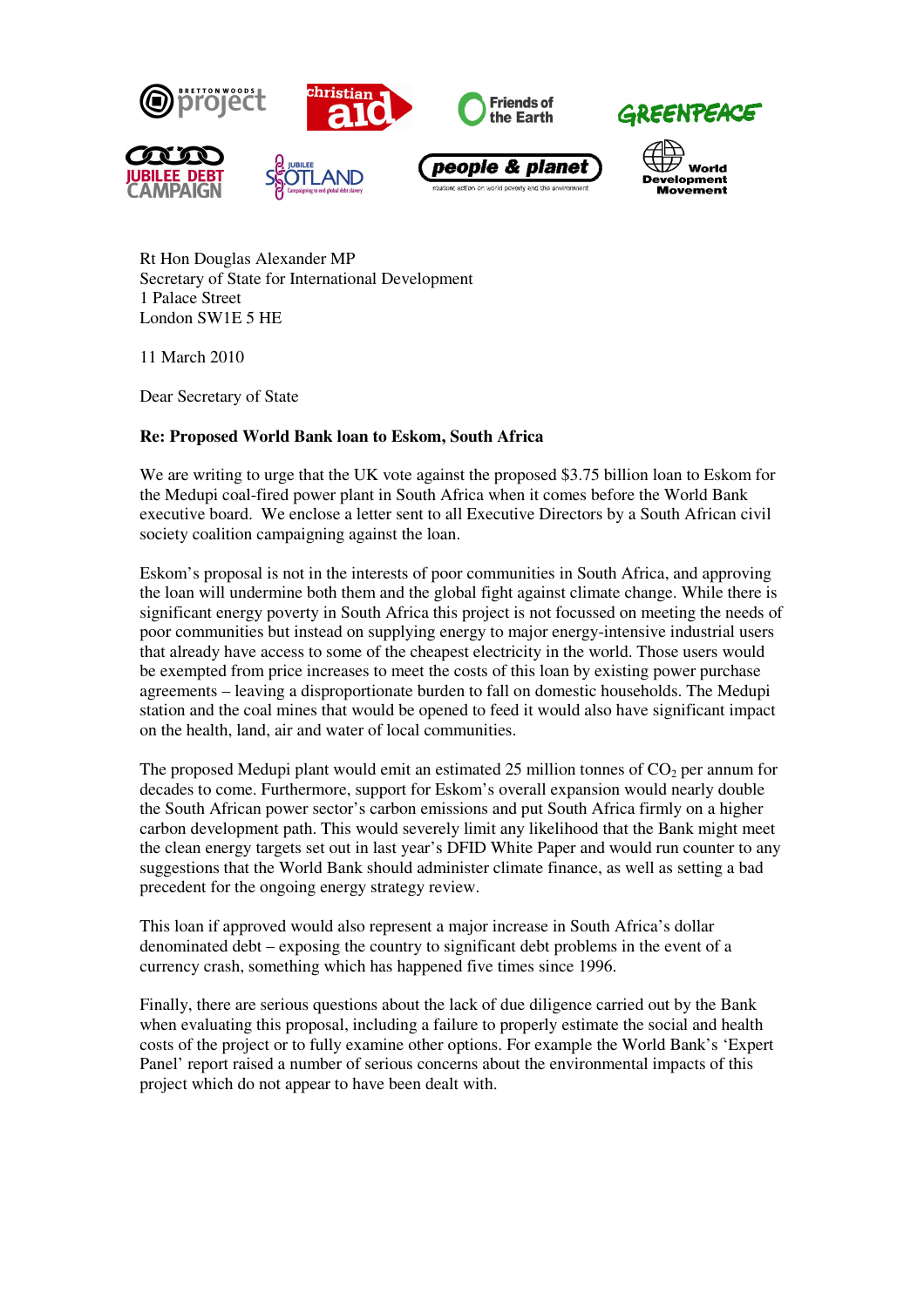Rt Hon Douglas Alexander MP
Secretary of State for International Development
1 Palace Street
London SW1E 5 HE

11 March 2010

Dear Secretary of State

**Re: Proposed World Bank loan to Eskom, South Africa**

We are writing to urge that the UK vote against the proposed $3.75 billion loan to Eskom for the Medupi coal-fired power plant in South Africa when it comes before the World Bank executive board. We enclose a letter sent to all Executive Directors by a South African civil society coalition campaigning against the loan.

Eskom's proposal is not in the interests of poor communities in South Africa, and approving the loan will undermine both them and the global fight against climate change. While there is significant energy poverty in South Africa this project is not focussed on meeting the needs of poor communities but instead on supplying energy to major energy-intensive industrial users that already have access to some of the cheapest electricity in the world. Those users would be exempted from price increases to meet the costs of this loan by existing power purchase agreements – leaving a disproportionate burden to fall on domestic households. The Medupi station and the coal mines that would be opened to feed it would also have significant impact on the health, land, air and water of local communities.

The proposed Medupi plant would emit an estimated 25 million tonnes of $CO_2$ per annum for decades to come. Furthermore, support for Eskom's overall expansion would nearly double the South African power sector's carbon emissions and put South Africa firmly on a higher carbon development path. This would severely limit any likelihood that the Bank might meet the clean energy targets set out in last year's DFID White Paper and would run counter to any suggestions that the World Bank should administer climate finance, as well as setting a bad precedent for the ongoing energy strategy review.

This loan if approved would also represent a major increase in South Africa's dollar denominated debt – exposing the country to significant debt problems in the event of a currency crash, something which has happened five times since 1996.

Finally, there are serious questions about the lack of due diligence carried out by the Bank when evaluating this proposal, including a failure to properly estimate the social and health costs of the project or to fully examine other options. For example the World Bank's 'Expert Panel' report raised a number of serious concerns about the environmental impacts of this project which do not appear to have been dealt with.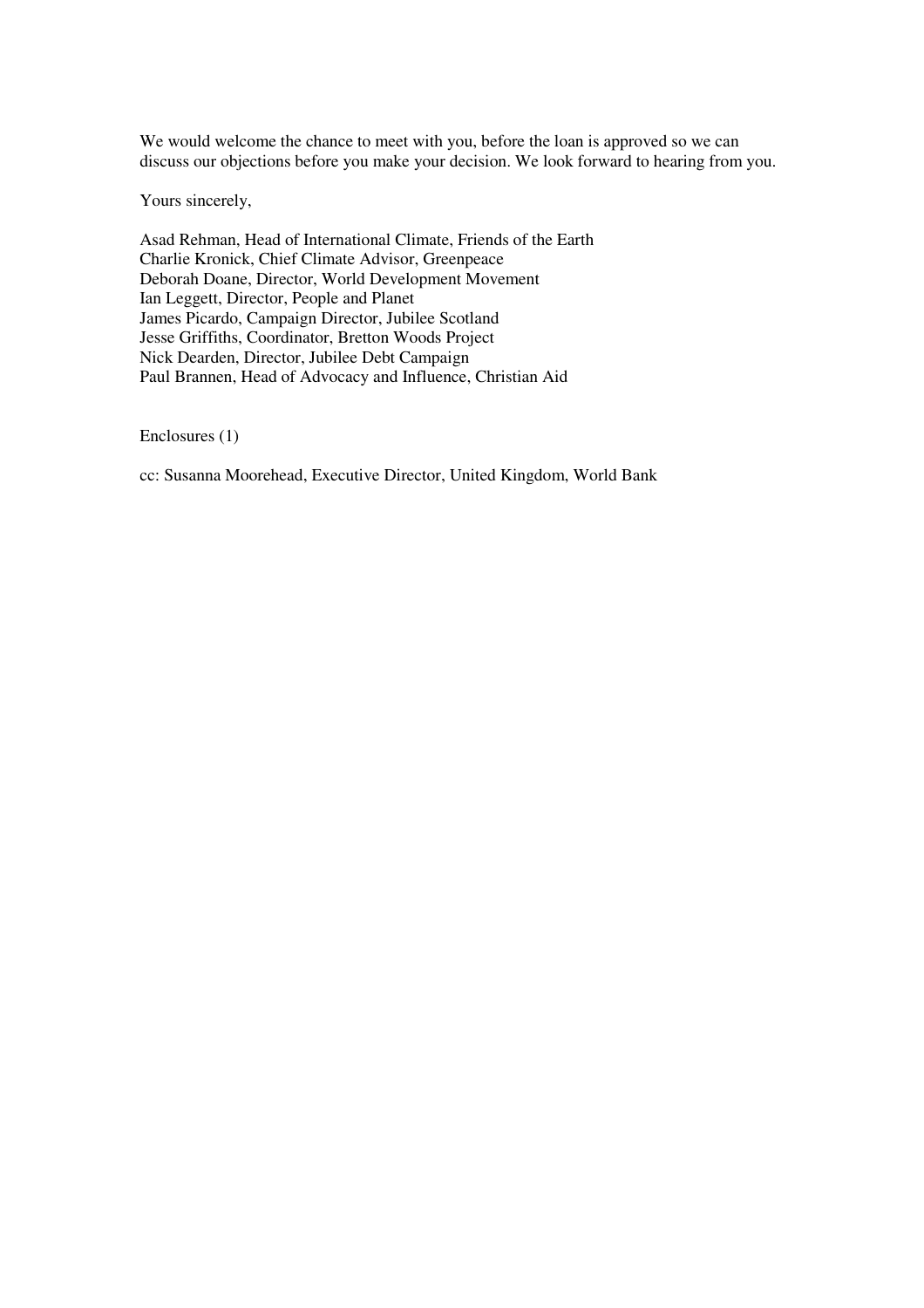We would welcome the chance to meet with you, before the loan is approved so we can discuss our objections before you make your decision. We look forward to hearing from you.

Yours sincerely,

Asad Rehman, Head of International Climate, Friends of the Earth
Charlie Kronick, Chief Climate Advisor, Greenpeace
Deborah Doane, Director, World Development Movement
Ian Leggett, Director, People and Planet
James Picardo, Campaign Director, Jubilee Scotland
Jesse Griffiths, Coordinator, Bretton Woods Project
Nick Dearden, Director, Jubilee Debt Campaign
Paul Brannen, Head of Advocacy and Influence, Christian Aid

Enclosures (1)

cc: Susanna Moorehead, Executive Director, United Kingdom, World Bank